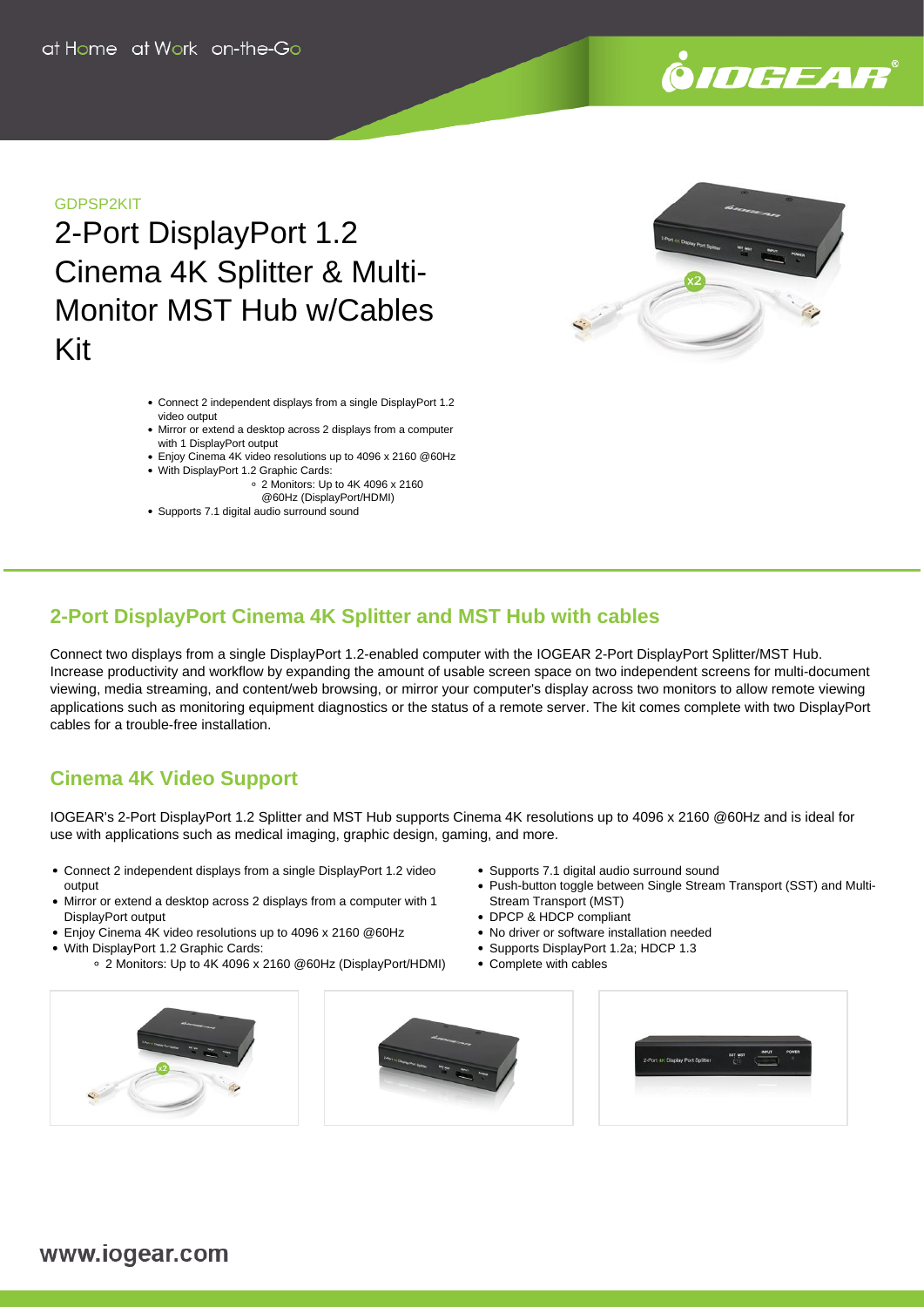at Home at Work on-the-Go

GDPSP2KIT

# 2-Port DisplayPort 1.2 Cinema 4K Splitter & Multi-Monitor MST Hub w/Cables Kit

- Connect 2 independent displays from a single DisplayPort 1.2 video output
- Mirror or extend a desktop across 2 displays from a computer with 1 DisplayPort output
- Enjoy Cinema 4K video resolutions up to 4096 x 2160 @60Hz
- With DisplayPort 1.2 Graphic Cards:
  - 2 Monitors: Up to 4K 4096 x 2160 @60Hz (DisplayPort/HDMI)
- Supports 7.1 digital audio surround sound

## 2-Port DisplayPort Cinema 4K Splitter and MST Hub with cables

Connect two displays from a single DisplayPort 1.2-enabled computer with the IOGEAR 2-Port DisplayPort Splitter/MST Hub. Increase productivity and workflow by expanding the amount of usable screen space on two independent screens for multi-document viewing, media streaming, and content/web browsing, or mirror your computer's display across two monitors to allow remote viewing applications such as monitoring equipment diagnostics or the status of a remote server. The kit comes complete with two DisplayPort cables for a trouble-free installation.

## Cinema 4K Video Support

IOGEAR's 2-Port DisplayPort 1.2 Splitter and MST Hub supports Cinema 4K resolutions up to 4096 x 2160 @60Hz and is ideal for use with applications such as medical imaging, graphic design, gaming, and more.

- Connect 2 independent displays from a single DisplayPort 1.2 video output
- Mirror or extend a desktop across 2 displays from a computer with 1 DisplayPort output
- Enjoy Cinema 4K video resolutions up to 4096 x 2160 @60Hz
- With DisplayPort 1.2 Graphic Cards:
  - 2 Monitors: Up to 4K 4096 x 2160 @60Hz (DisplayPort/HDMI)
- Supports 7.1 digital audio surround sound
- Push-button toggle between Single Stream Transport (SST) and Multi-Stream Transport (MST)
- DPCP & HDCP compliant
- No driver or software installation needed
- Supports DisplayPort 1.2a; HDCP 1.3
- Complete with cables

www.iogear.com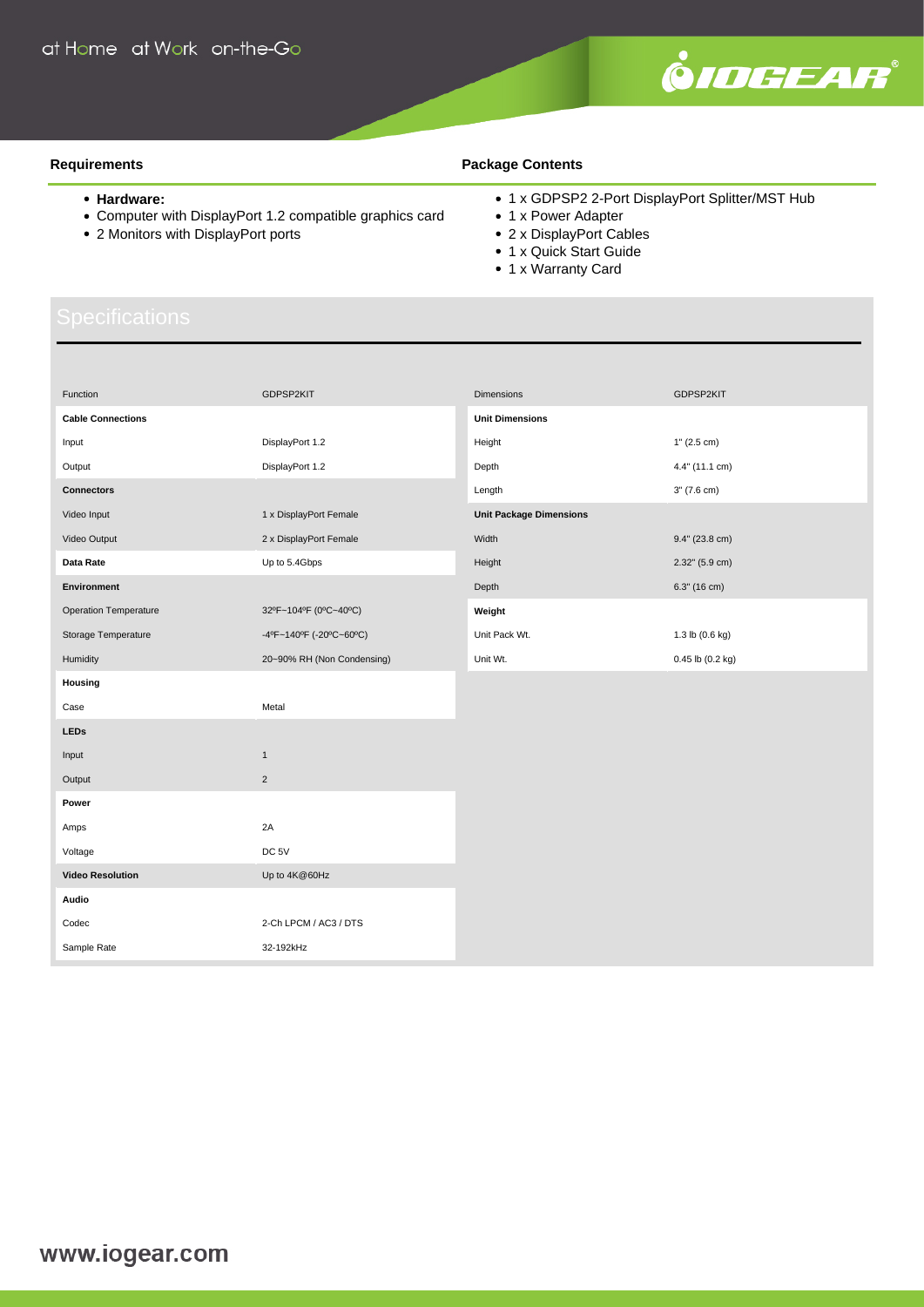## Requirements

- **Hardware:**
- Computer with DisplayPort 1.2 compatible graphics card
- 2 Monitors with DisplayPort ports

## Package Contents

- 1 x GDPSP2 2-Port DisplayPort Splitter/MST Hub
- 1 x Power Adapter
- 2 x DisplayPort Cables
- 1 x Quick Start Guide
- 1 x Warranty Card

## Specifications

| Function | GDPSP2KIT |
|---|---|
| **Cable Connections** | |
| Input | DisplayPort 1.2 |
| Output | DisplayPort 1.2 |
| **Connectors** | |
| Video Input | 1 x DisplayPort Female |
| Video Output | 2 x DisplayPort Female |
| **Data Rate** | Up to 5.4Gbps |
| **Environment** | |
| Operation Temperature | 32ºF~104ºF (0ºC~40ºC) |
| Storage Temperature | -4ºF~140ºF (-20ºC~60ºC) |
| Humidity | 20~90% RH (Non Condensing) |
| **Housing** | |
| Case | Metal |
| **LEDs** | |
| Input | 1 |
| Output | 2 |
| **Power** | |
| Amps | 2A |
| Voltage | DC 5V |
| **Video Resolution** | Up to 4K@60Hz |
| **Audio** | |
| Codec | 2-Ch LPCM / AC3 / DTS |
| Sample Rate | 32-192kHz |

| Dimensions | GDPSP2KIT |
|---|---|
| **Unit Dimensions** | |
| Height | 1" (2.5 cm) |
| Depth | 4.4" (11.1 cm) |
| Length | 3" (7.6 cm) |
| **Unit Package Dimensions** | |
| Width | 9.4" (23.8 cm) |
| Height | 2.32" (5.9 cm) |
| Depth | 6.3" (16 cm) |
| **Weight** | |
| Unit Pack Wt. | 1.3 lb (0.6 kg) |
| Unit Wt. | 0.45 lb (0.2 kg) |

www.iogear.com